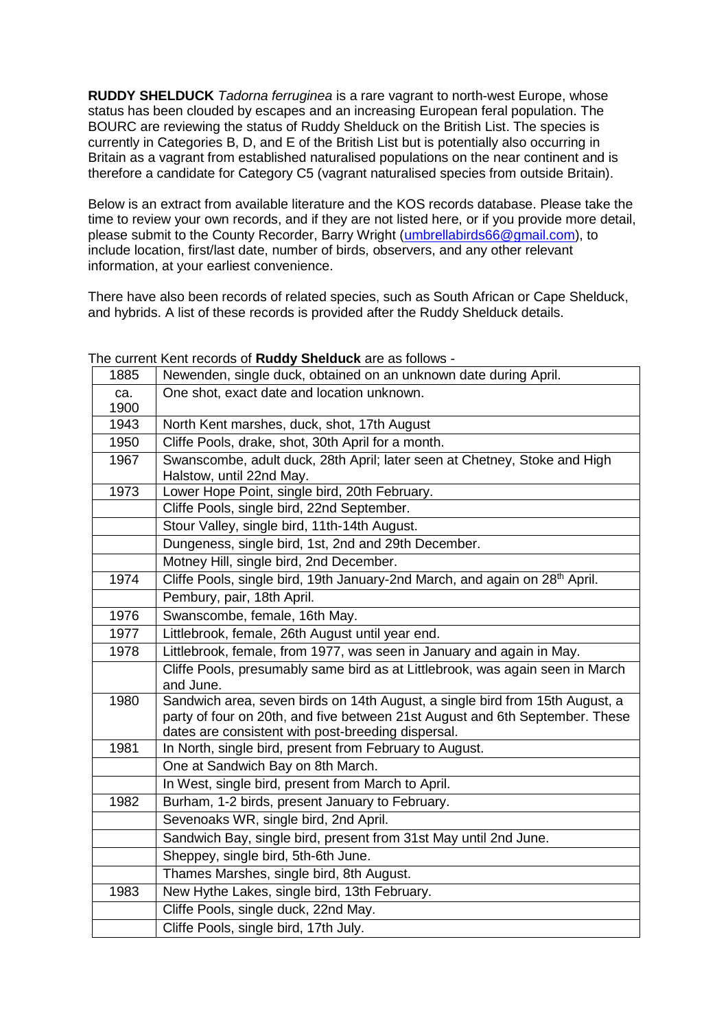**RUDDY SHELDUCK** *Tadorna ferruginea* is a rare vagrant to north-west Europe, whose status has been clouded by escapes and an increasing European feral population. The BOURC are reviewing the status of Ruddy Shelduck on the British List. The species is currently in Categories B, D, and E of the British List but is potentially also occurring in Britain as a vagrant from established naturalised populations on the near continent and is therefore a candidate for Category C5 (vagrant naturalised species from outside Britain).

Below is an extract from available literature and the KOS records database. Please take the time to review your own records, and if they are not listed here, or if you provide more detail, please submit to the County Recorder, Barry Wright (umbrellabirds66@gmail.com), to include location, first/last date, number of birds, observers, and any other relevant information, at your earliest convenience.

There have also been records of related species, such as South African or Cape Shelduck, and hybrids. A list of these records is provided after the Ruddy Shelduck details.

The current Kent records of **Ruddy Shelduck** are as follows -

| | |
|---|---|
| 1885 | Newenden, single duck, obtained on an unknown date during April. |
| ca. 1900 | One shot, exact date and location unknown. |
| 1943 | North Kent marshes, duck, shot, 17th August |
| 1950 | Cliffe Pools, drake, shot, 30th April for a month. |
| 1967 | Swanscombe, adult duck, 28th April; later seen at Chetney, Stoke and High Halstow, until 22nd May. |
| 1973 | Lower Hope Point, single bird, 20th February. |
| | Cliffe Pools, single bird, 22nd September. |
| | Stour Valley, single bird, 11th-14th August. |
| | Dungeness, single bird, 1st, 2nd and 29th December. |
| | Motney Hill, single bird, 2nd December. |
| 1974 | Cliffe Pools, single bird, 19th January-2nd March, and again on 28th April. |
| | Pembury, pair, 18th April. |
| 1976 | Swanscombe, female, 16th May. |
| 1977 | Littlebrook, female, 26th August until year end. |
| 1978 | Littlebrook, female, from 1977, was seen in January and again in May. |
| | Cliffe Pools, presumably same bird as at Littlebrook, was again seen in March and June. |
| 1980 | Sandwich area, seven birds on 14th August, a single bird from 15th August, a party of four on 20th, and five between 21st August and 6th September. These dates are consistent with post-breeding dispersal. |
| 1981 | In North, single bird, present from February to August. |
| | One at Sandwich Bay on 8th March. |
| | In West, single bird, present from March to April. |
| 1982 | Burham, 1-2 birds, present January to February. |
| | Sevenoaks WR, single bird, 2nd April. |
| | Sandwich Bay, single bird, present from 31st May until 2nd June. |
| | Sheppey, single bird, 5th-6th June. |
| | Thames Marshes, single bird, 8th August. |
| 1983 | New Hythe Lakes, single bird, 13th February. |
| | Cliffe Pools, single duck, 22nd May. |
| | Cliffe Pools, single bird, 17th July. |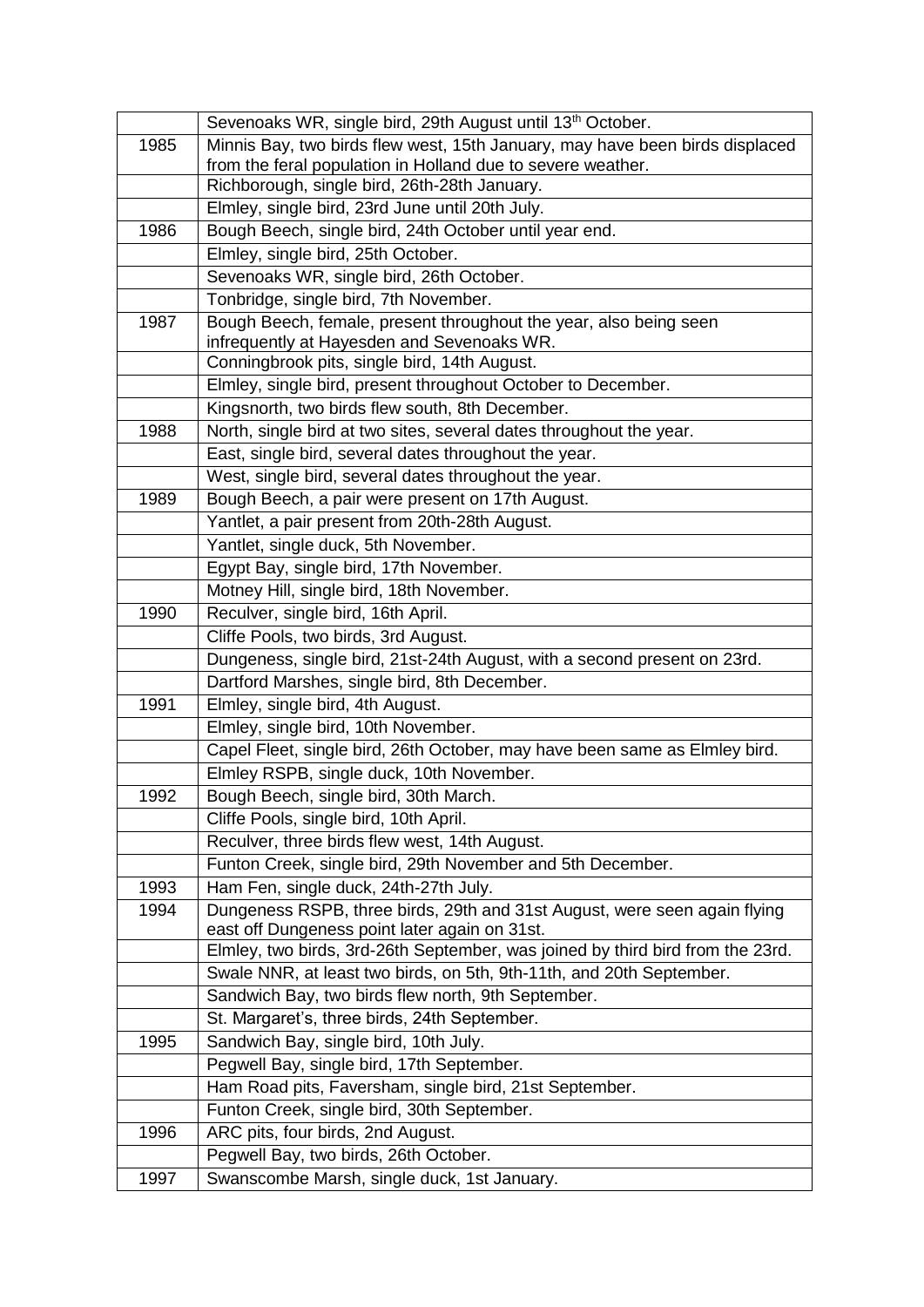| | |
|---|---|
| | Sevenoaks WR, single bird, 29th August until 13th October. |
| 1985 | Minnis Bay, two birds flew west, 15th January, may have been birds displaced from the feral population in Holland due to severe weather. |
| | Richborough, single bird, 26th-28th January. |
| | Elmley, single bird, 23rd June until 20th July. |
| 1986 | Bough Beech, single bird, 24th October until year end. |
| | Elmley, single bird, 25th October. |
| | Sevenoaks WR, single bird, 26th October. |
| | Tonbridge, single bird, 7th November. |
| 1987 | Bough Beech, female, present throughout the year, also being seen infrequently at Hayesden and Sevenoaks WR. |
| | Conningbrook pits, single bird, 14th August. |
| | Elmley, single bird, present throughout October to December. |
| | Kingsnorth, two birds flew south, 8th December. |
| 1988 | North, single bird at two sites, several dates throughout the year. |
| | East, single bird, several dates throughout the year. |
| | West, single bird, several dates throughout the year. |
| 1989 | Bough Beech, a pair were present on 17th August. |
| | Yantlet, a pair present from 20th-28th August. |
| | Yantlet, single duck, 5th November. |
| | Egypt Bay, single bird, 17th November. |
| | Motney Hill, single bird, 18th November. |
| 1990 | Reculver, single bird, 16th April. |
| | Cliffe Pools, two birds, 3rd August. |
| | Dungeness, single bird, 21st-24th August, with a second present on 23rd. |
| | Dartford Marshes, single bird, 8th December. |
| 1991 | Elmley, single bird, 4th August. |
| | Elmley, single bird, 10th November. |
| | Capel Fleet, single bird, 26th October, may have been same as Elmley bird. |
| | Elmley RSPB, single duck, 10th November. |
| 1992 | Bough Beech, single bird, 30th March. |
| | Cliffe Pools, single bird, 10th April. |
| | Reculver, three birds flew west, 14th August. |
| | Funton Creek, single bird, 29th November and 5th December. |
| 1993 | Ham Fen, single duck, 24th-27th July. |
| 1994 | Dungeness RSPB, three birds, 29th and 31st August, were seen again flying east off Dungeness point later again on 31st. |
| | Elmley, two birds, 3rd-26th September, was joined by third bird from the 23rd. |
| | Swale NNR, at least two birds, on 5th, 9th-11th, and 20th September. |
| | Sandwich Bay, two birds flew north, 9th September. |
| | St. Margaret's, three birds, 24th September. |
| 1995 | Sandwich Bay, single bird, 10th July. |
| | Pegwell Bay, single bird, 17th September. |
| | Ham Road pits, Faversham, single bird, 21st September. |
| | Funton Creek, single bird, 30th September. |
| 1996 | ARC pits, four birds, 2nd August. |
| | Pegwell Bay, two birds, 26th October. |
| 1997 | Swanscombe Marsh, single duck, 1st January. |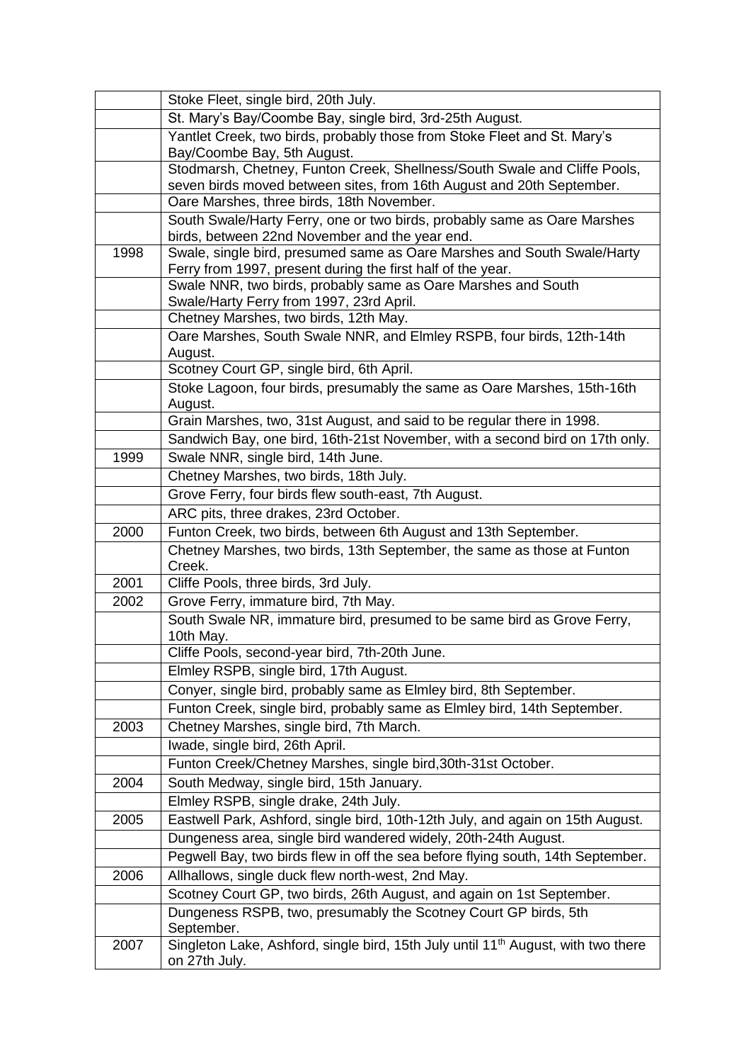| | |
|---|---|
| | Stoke Fleet, single bird, 20th July. |
| | St. Mary's Bay/Coombe Bay, single bird, 3rd-25th August. |
| | Yantlet Creek, two birds, probably those from Stoke Fleet and St. Mary's Bay/Coombe Bay, 5th August. |
| | Stodmarsh, Chetney, Funton Creek, Shellness/South Swale and Cliffe Pools, seven birds moved between sites, from 16th August and 20th September. |
| | Oare Marshes, three birds, 18th November. |
| | South Swale/Harty Ferry, one or two birds, probably same as Oare Marshes birds, between 22nd November and the year end. |
| 1998 | Swale, single bird, presumed same as Oare Marshes and South Swale/Harty Ferry from 1997, present during the first half of the year. |
| | Swale NNR, two birds, probably same as Oare Marshes and South Swale/Harty Ferry from 1997, 23rd April. |
| | Chetney Marshes, two birds, 12th May. |
| | Oare Marshes, South Swale NNR, and Elmley RSPB, four birds, 12th-14th August. |
| | Scotney Court GP, single bird, 6th April. |
| | Stoke Lagoon, four birds, presumably the same as Oare Marshes, 15th-16th August. |
| | Grain Marshes, two, 31st August, and said to be regular there in 1998. |
| | Sandwich Bay, one bird, 16th-21st November, with a second bird on 17th only. |
| 1999 | Swale NNR, single bird, 14th June. |
| | Chetney Marshes, two birds, 18th July. |
| | Grove Ferry, four birds flew south-east, 7th August. |
| | ARC pits, three drakes, 23rd October. |
| 2000 | Funton Creek, two birds, between 6th August and 13th September. |
| | Chetney Marshes, two birds, 13th September, the same as those at Funton Creek. |
| 2001 | Cliffe Pools, three birds, 3rd July. |
| 2002 | Grove Ferry, immature bird, 7th May. |
| | South Swale NR, immature bird, presumed to be same bird as Grove Ferry, 10th May. |
| | Cliffe Pools, second-year bird, 7th-20th June. |
| | Elmley RSPB, single bird, 17th August. |
| | Conyer, single bird, probably same as Elmley bird, 8th September. |
| | Funton Creek, single bird, probably same as Elmley bird, 14th September. |
| 2003 | Chetney Marshes, single bird, 7th March. |
| | Iwade, single bird, 26th April. |
| | Funton Creek/Chetney Marshes, single bird,30th-31st October. |
| 2004 | South Medway, single bird, 15th January. |
| | Elmley RSPB, single drake, 24th July. |
| 2005 | Eastwell Park, Ashford, single bird, 10th-12th July, and again on 15th August. |
| | Dungeness area, single bird wandered widely, 20th-24th August. |
| | Pegwell Bay, two birds flew in off the sea before flying south, 14th September. |
| 2006 | Allhallows, single duck flew north-west, 2nd May. |
| | Scotney Court GP, two birds, 26th August, and again on 1st September. |
| | Dungeness RSPB, two, presumably the Scotney Court GP birds, 5th September. |
| 2007 | Singleton Lake, Ashford, single bird, 15th July until 11th August, with two there on 27th July. |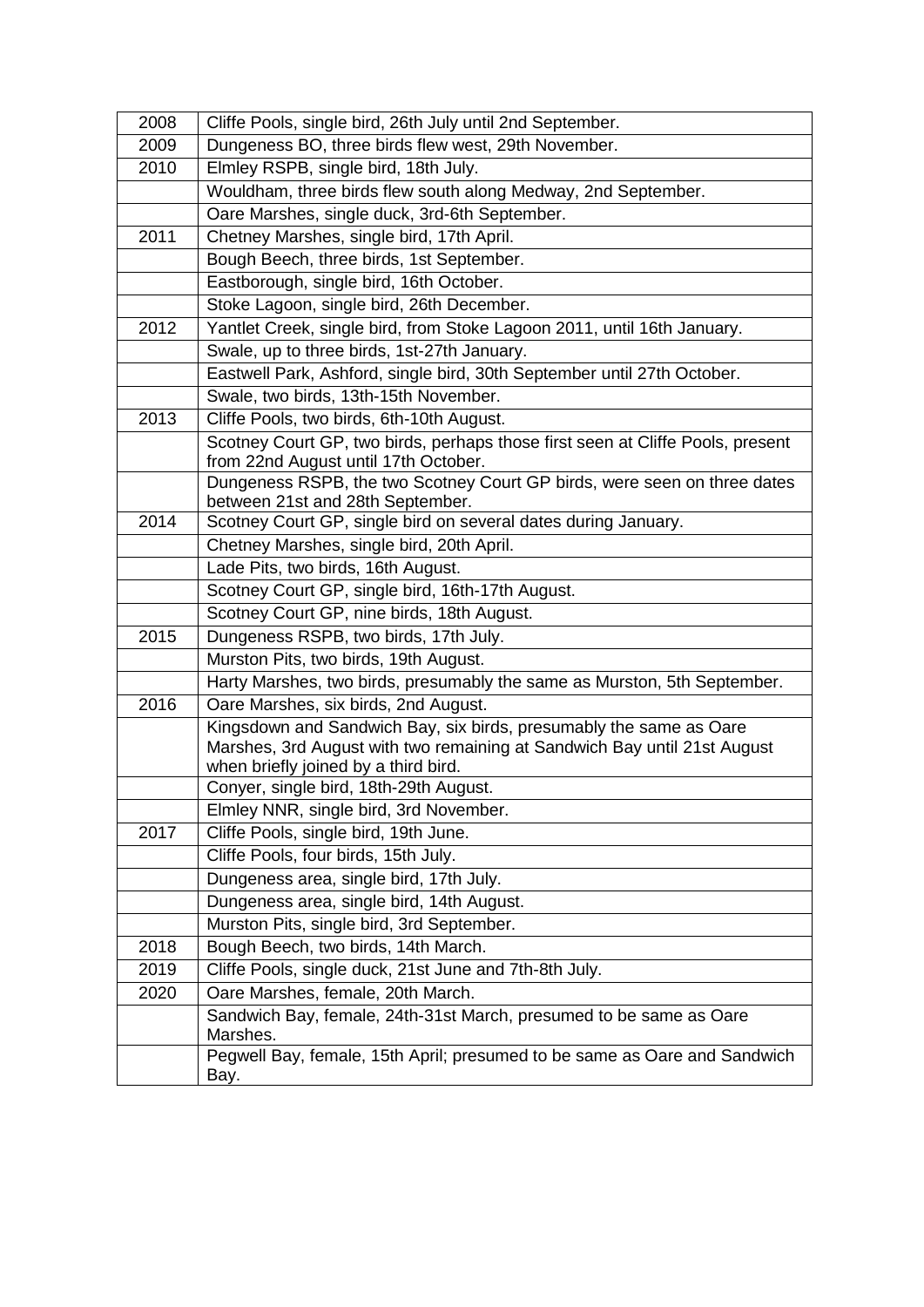| | |
|---|---|
| 2008 | Cliffe Pools, single bird, 26th July until 2nd September. |
| 2009 | Dungeness BO, three birds flew west, 29th November. |
| 2010 | Elmley RSPB, single bird, 18th July. |
| | Wouldham, three birds flew south along Medway, 2nd September. |
| | Oare Marshes, single duck, 3rd-6th September. |
| 2011 | Chetney Marshes, single bird, 17th April. |
| | Bough Beech, three birds, 1st September. |
| | Eastborough, single bird, 16th October. |
| | Stoke Lagoon, single bird, 26th December. |
| 2012 | Yantlet Creek, single bird, from Stoke Lagoon 2011, until 16th January. |
| | Swale, up to three birds, 1st-27th January. |
| | Eastwell Park, Ashford, single bird, 30th September until 27th October. |
| | Swale, two birds, 13th-15th November. |
| 2013 | Cliffe Pools, two birds, 6th-10th August. |
| | Scotney Court GP, two birds, perhaps those first seen at Cliffe Pools, present from 22nd August until 17th October. |
| | Dungeness RSPB, the two Scotney Court GP birds, were seen on three dates between 21st and 28th September. |
| 2014 | Scotney Court GP, single bird on several dates during January. |
| | Chetney Marshes, single bird, 20th April. |
| | Lade Pits, two birds, 16th August. |
| | Scotney Court GP, single bird, 16th-17th August. |
| | Scotney Court GP, nine birds, 18th August. |
| 2015 | Dungeness RSPB, two birds, 17th July. |
| | Murston Pits, two birds, 19th August. |
| | Harty Marshes, two birds, presumably the same as Murston, 5th September. |
| 2016 | Oare Marshes, six birds, 2nd August. |
| | Kingsdown and Sandwich Bay, six birds, presumably the same as Oare Marshes, 3rd August with two remaining at Sandwich Bay until 21st August when briefly joined by a third bird. |
| | Conyer, single bird, 18th-29th August. |
| | Elmley NNR, single bird, 3rd November. |
| 2017 | Cliffe Pools, single bird, 19th June. |
| | Cliffe Pools, four birds, 15th July. |
| | Dungeness area, single bird, 17th July. |
| | Dungeness area, single bird, 14th August. |
| | Murston Pits, single bird, 3rd September. |
| 2018 | Bough Beech, two birds, 14th March. |
| 2019 | Cliffe Pools, single duck, 21st June and 7th-8th July. |
| 2020 | Oare Marshes, female, 20th March. |
| | Sandwich Bay, female, 24th-31st March, presumed to be same as Oare Marshes. |
| | Pegwell Bay, female, 15th April; presumed to be same as Oare and Sandwich Bay. |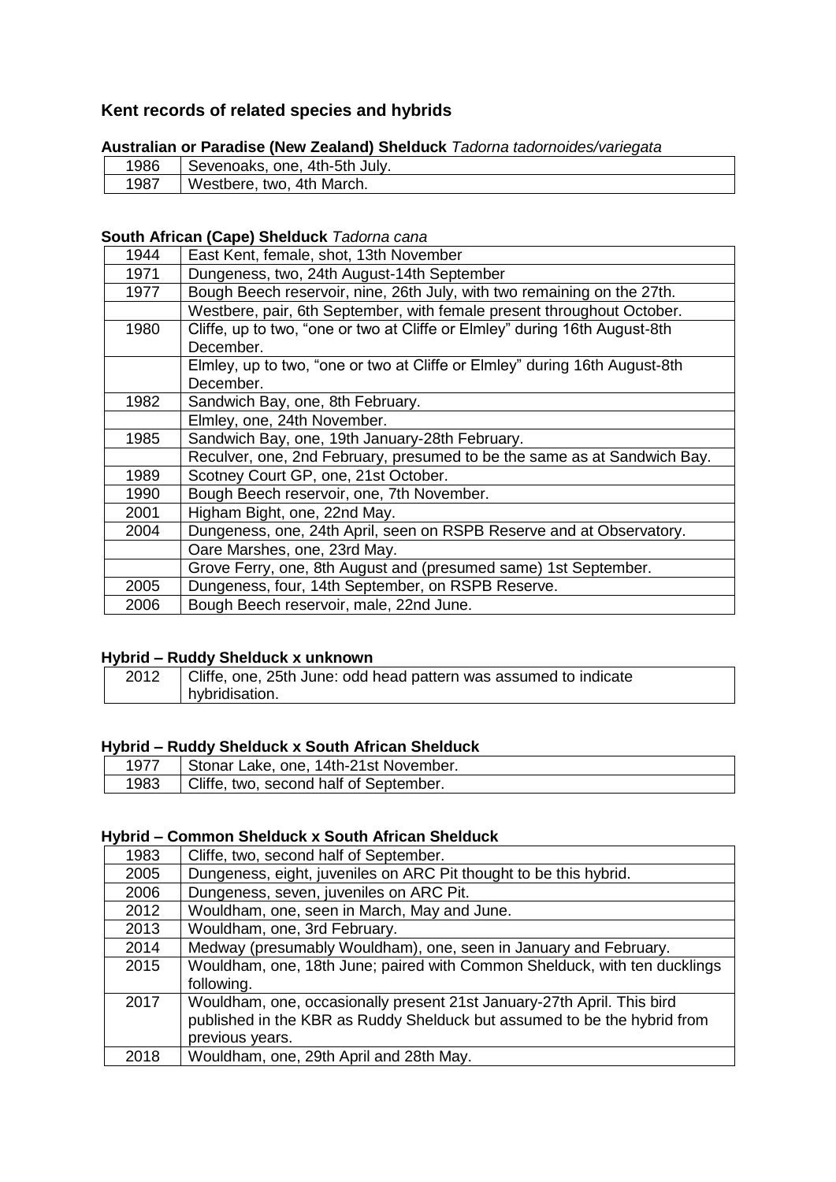## Kent records of related species and hybrids

**Australian or Paradise (New Zealand) Shelduck** *Tadorna tadornoides/variegata*

| | |
|---|---|
| 1986 | Sevenoaks, one, 4th-5th July. |
| 1987 | Westbere, two, 4th March. |

**South African (Cape) Shelduck** *Tadorna cana*

| | |
|---|---|
| 1944 | East Kent, female, shot, 13th November |
| 1971 | Dungeness, two, 24th August-14th September |
| 1977 | Bough Beech reservoir, nine, 26th July, with two remaining on the 27th. |
| | Westbere, pair, 6th September, with female present throughout October. |
| 1980 | Cliffe, up to two, "one or two at Cliffe or Elmley" during 16th August-8th December. |
| | Elmley, up to two, "one or two at Cliffe or Elmley" during 16th August-8th December. |
| 1982 | Sandwich Bay, one, 8th February. |
| | Elmley, one, 24th November. |
| 1985 | Sandwich Bay, one, 19th January-28th February. |
| | Reculver, one, 2nd February, presumed to be the same as at Sandwich Bay. |
| 1989 | Scotney Court GP, one, 21st October. |
| 1990 | Bough Beech reservoir, one, 7th November. |
| 2001 | Higham Bight, one, 22nd May. |
| 2004 | Dungeness, one, 24th April, seen on RSPB Reserve and at Observatory. |
| | Oare Marshes, one, 23rd May. |
| | Grove Ferry, one, 8th August and (presumed same) 1st September. |
| 2005 | Dungeness, four, 14th September, on RSPB Reserve. |
| 2006 | Bough Beech reservoir, male, 22nd June. |

**Hybrid – Ruddy Shelduck x unknown**

| | |
|---|---|
| 2012 | Cliffe, one, 25th June: odd head pattern was assumed to indicate hybridisation. |

**Hybrid – Ruddy Shelduck x South African Shelduck**

| | |
|---|---|
| 1977 | Stonar Lake, one, 14th-21st November. |
| 1983 | Cliffe, two, second half of September. |

**Hybrid – Common Shelduck x South African Shelduck**

| | |
|---|---|
| 1983 | Cliffe, two, second half of September. |
| 2005 | Dungeness, eight, juveniles on ARC Pit thought to be this hybrid. |
| 2006 | Dungeness, seven, juveniles on ARC Pit. |
| 2012 | Wouldham, one, seen in March, May and June. |
| 2013 | Wouldham, one, 3rd February. |
| 2014 | Medway (presumably Wouldham), one, seen in January and February. |
| 2015 | Wouldham, one, 18th June; paired with Common Shelduck, with ten ducklings following. |
| 2017 | Wouldham, one, occasionally present 21st January-27th April. This bird published in the KBR as Ruddy Shelduck but assumed to be the hybrid from previous years. |
| 2018 | Wouldham, one, 29th April and 28th May. |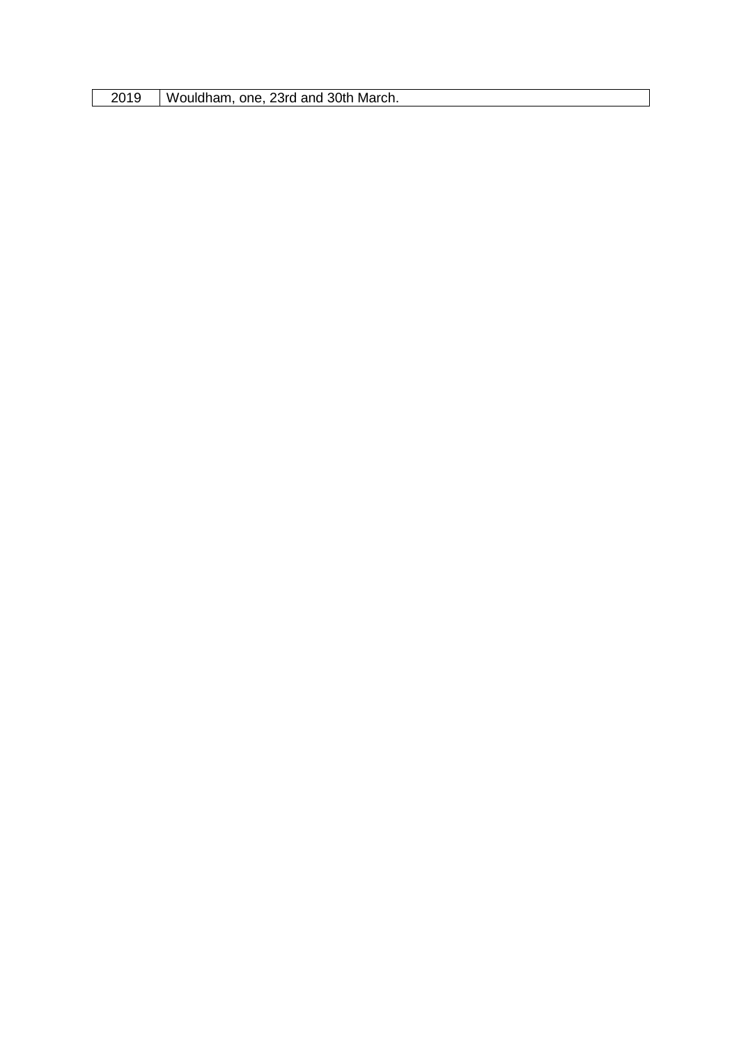| | |
|---|---|
| 2019 | Wouldham, one, 23rd and 30th March. |